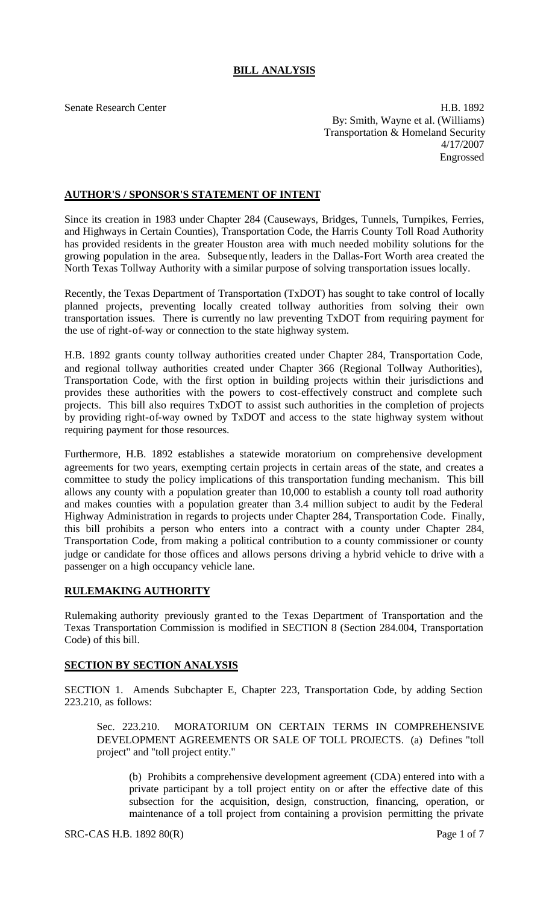# BILL ANALYSIS

Senate Research Center

H.B. 1892
By: Smith, Wayne et al. (Williams)
Transportation & Homeland Security
4/17/2007
Engrossed

## AUTHOR'S / SPONSOR'S STATEMENT OF INTENT

Since its creation in 1983 under Chapter 284 (Causeways, Bridges, Tunnels, Turnpikes, Ferries, and Highways in Certain Counties), Transportation Code, the Harris County Toll Road Authority has provided residents in the greater Houston area with much needed mobility solutions for the growing population in the area. Subsequently, leaders in the Dallas-Fort Worth area created the North Texas Tollway Authority with a similar purpose of solving transportation issues locally.

Recently, the Texas Department of Transportation (TxDOT) has sought to take control of locally planned projects, preventing locally created tollway authorities from solving their own transportation issues. There is currently no law preventing TxDOT from requiring payment for the use of right-of-way or connection to the state highway system.

H.B. 1892 grants county tollway authorities created under Chapter 284, Transportation Code, and regional tollway authorities created under Chapter 366 (Regional Tollway Authorities), Transportation Code, with the first option in building projects within their jurisdictions and provides these authorities with the powers to cost-effectively construct and complete such projects. This bill also requires TxDOT to assist such authorities in the completion of projects by providing right-of-way owned by TxDOT and access to the state highway system without requiring payment for those resources.

Furthermore, H.B. 1892 establishes a statewide moratorium on comprehensive development agreements for two years, exempting certain projects in certain areas of the state, and creates a committee to study the policy implications of this transportation funding mechanism. This bill allows any county with a population greater than 10,000 to establish a county toll road authority and makes counties with a population greater than 3.4 million subject to audit by the Federal Highway Administration in regards to projects under Chapter 284, Transportation Code. Finally, this bill prohibits a person who enters into a contract with a county under Chapter 284, Transportation Code, from making a political contribution to a county commissioner or county judge or candidate for those offices and allows persons driving a hybrid vehicle to drive with a passenger on a high occupancy vehicle lane.

## RULEMAKING AUTHORITY

Rulemaking authority previously granted to the Texas Department of Transportation and the Texas Transportation Commission is modified in SECTION 8 (Section 284.004, Transportation Code) of this bill.

## SECTION BY SECTION ANALYSIS

SECTION 1. Amends Subchapter E, Chapter 223, Transportation Code, by adding Section 223.210, as follows:

Sec. 223.210. MORATORIUM ON CERTAIN TERMS IN COMPREHENSIVE DEVELOPMENT AGREEMENTS OR SALE OF TOLL PROJECTS. (a) Defines "toll project" and "toll project entity."

(b) Prohibits a comprehensive development agreement (CDA) entered into with a private participant by a toll project entity on or after the effective date of this subsection for the acquisition, design, construction, financing, operation, or maintenance of a toll project from containing a provision permitting the private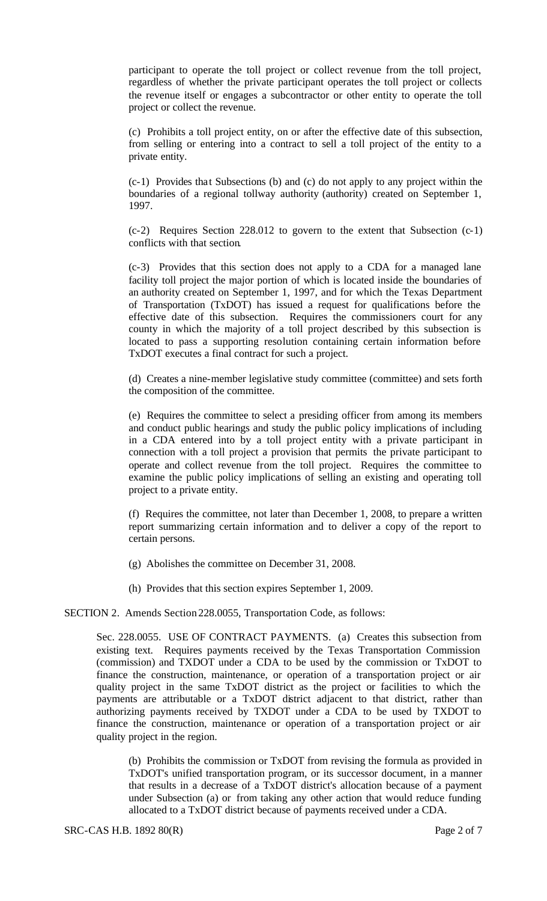participant to operate the toll project or collect revenue from the toll project, regardless of whether the private participant operates the toll project or collects the revenue itself or engages a subcontractor or other entity to operate the toll project or collect the revenue.

(c) Prohibits a toll project entity, on or after the effective date of this subsection, from selling or entering into a contract to sell a toll project of the entity to a private entity.

(c-1) Provides that Subsections (b) and (c) do not apply to any project within the boundaries of a regional tollway authority (authority) created on September 1, 1997.

(c-2) Requires Section 228.012 to govern to the extent that Subsection (c-1) conflicts with that section.

(c-3) Provides that this section does not apply to a CDA for a managed lane facility toll project the major portion of which is located inside the boundaries of an authority created on September 1, 1997, and for which the Texas Department of Transportation (TxDOT) has issued a request for qualifications before the effective date of this subsection. Requires the commissioners court for any county in which the majority of a toll project described by this subsection is located to pass a supporting resolution containing certain information before TxDOT executes a final contract for such a project.

(d) Creates a nine-member legislative study committee (committee) and sets forth the composition of the committee.

(e) Requires the committee to select a presiding officer from among its members and conduct public hearings and study the public policy implications of including in a CDA entered into by a toll project entity with a private participant in connection with a toll project a provision that permits the private participant to operate and collect revenue from the toll project. Requires the committee to examine the public policy implications of selling an existing and operating toll project to a private entity.

(f) Requires the committee, not later than December 1, 2008, to prepare a written report summarizing certain information and to deliver a copy of the report to certain persons.

(g) Abolishes the committee on December 31, 2008.

(h) Provides that this section expires September 1, 2009.

SECTION 2. Amends Section 228.0055, Transportation Code, as follows:

Sec. 228.0055. USE OF CONTRACT PAYMENTS. (a) Creates this subsection from existing text. Requires payments received by the Texas Transportation Commission (commission) and TXDOT under a CDA to be used by the commission or TxDOT to finance the construction, maintenance, or operation of a transportation project or air quality project in the same TxDOT district as the project or facilities to which the payments are attributable or a TxDOT district adjacent to that district, rather than authorizing payments received by TXDOT under a CDA to be used by TXDOT to finance the construction, maintenance or operation of a transportation project or air quality project in the region.

(b) Prohibits the commission or TxDOT from revising the formula as provided in TxDOT's unified transportation program, or its successor document, in a manner that results in a decrease of a TxDOT district's allocation because of a payment under Subsection (a) or from taking any other action that would reduce funding allocated to a TxDOT district because of payments received under a CDA.

SRC-CAS H.B. 1892 80(R)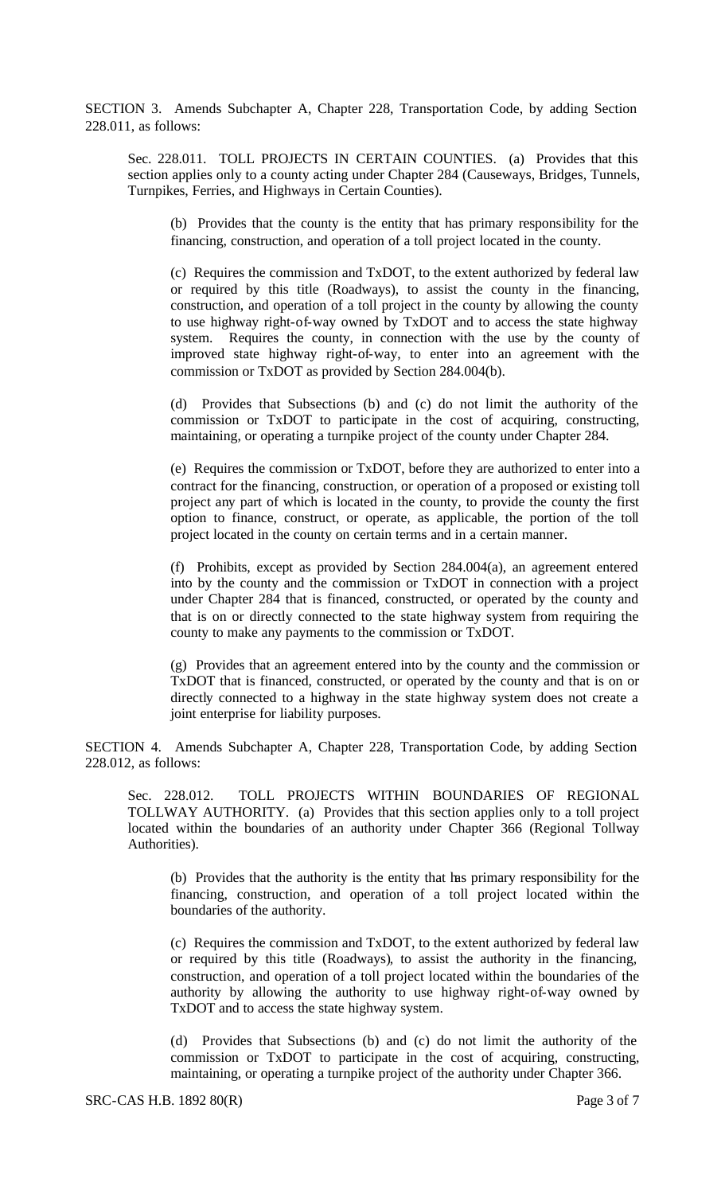SECTION 3. Amends Subchapter A, Chapter 228, Transportation Code, by adding Section 228.011, as follows:

Sec. 228.011. TOLL PROJECTS IN CERTAIN COUNTIES. (a) Provides that this section applies only to a county acting under Chapter 284 (Causeways, Bridges, Tunnels, Turnpikes, Ferries, and Highways in Certain Counties).

(b) Provides that the county is the entity that has primary responsibility for the financing, construction, and operation of a toll project located in the county.

(c) Requires the commission and TxDOT, to the extent authorized by federal law or required by this title (Roadways), to assist the county in the financing, construction, and operation of a toll project in the county by allowing the county to use highway right-of-way owned by TxDOT and to access the state highway system. Requires the county, in connection with the use by the county of improved state highway right-of-way, to enter into an agreement with the commission or TxDOT as provided by Section 284.004(b).

(d) Provides that Subsections (b) and (c) do not limit the authority of the commission or TxDOT to participate in the cost of acquiring, constructing, maintaining, or operating a turnpike project of the county under Chapter 284.

(e) Requires the commission or TxDOT, before they are authorized to enter into a contract for the financing, construction, or operation of a proposed or existing toll project any part of which is located in the county, to provide the county the first option to finance, construct, or operate, as applicable, the portion of the toll project located in the county on certain terms and in a certain manner.

(f) Prohibits, except as provided by Section 284.004(a), an agreement entered into by the county and the commission or TxDOT in connection with a project under Chapter 284 that is financed, constructed, or operated by the county and that is on or directly connected to the state highway system from requiring the county to make any payments to the commission or TxDOT.

(g) Provides that an agreement entered into by the county and the commission or TxDOT that is financed, constructed, or operated by the county and that is on or directly connected to a highway in the state highway system does not create a joint enterprise for liability purposes.

SECTION 4. Amends Subchapter A, Chapter 228, Transportation Code, by adding Section 228.012, as follows:

Sec. 228.012. TOLL PROJECTS WITHIN BOUNDARIES OF REGIONAL TOLLWAY AUTHORITY. (a) Provides that this section applies only to a toll project located within the boundaries of an authority under Chapter 366 (Regional Tollway Authorities).

(b) Provides that the authority is the entity that has primary responsibility for the financing, construction, and operation of a toll project located within the boundaries of the authority.

(c) Requires the commission and TxDOT, to the extent authorized by federal law or required by this title (Roadways), to assist the authority in the financing, construction, and operation of a toll project located within the boundaries of the authority by allowing the authority to use highway right-of-way owned by TxDOT and to access the state highway system.

(d) Provides that Subsections (b) and (c) do not limit the authority of the commission or TxDOT to participate in the cost of acquiring, constructing, maintaining, or operating a turnpike project of the authority under Chapter 366.

SRC-CAS H.B. 1892 80(R)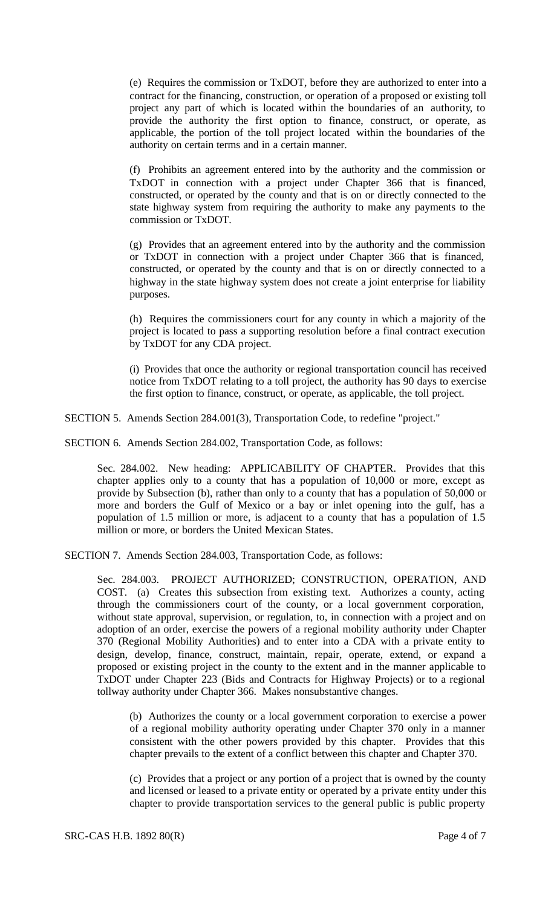(e) Requires the commission or TxDOT, before they are authorized to enter into a contract for the financing, construction, or operation of a proposed or existing toll project any part of which is located within the boundaries of an authority, to provide the authority the first option to finance, construct, or operate, as applicable, the portion of the toll project located within the boundaries of the authority on certain terms and in a certain manner.

(f) Prohibits an agreement entered into by the authority and the commission or TxDOT in connection with a project under Chapter 366 that is financed, constructed, or operated by the county and that is on or directly connected to the state highway system from requiring the authority to make any payments to the commission or TxDOT.

(g) Provides that an agreement entered into by the authority and the commission or TxDOT in connection with a project under Chapter 366 that is financed, constructed, or operated by the county and that is on or directly connected to a highway in the state highway system does not create a joint enterprise for liability purposes.

(h) Requires the commissioners court for any county in which a majority of the project is located to pass a supporting resolution before a final contract execution by TxDOT for any CDA project.

(i) Provides that once the authority or regional transportation council has received notice from TxDOT relating to a toll project, the authority has 90 days to exercise the first option to finance, construct, or operate, as applicable, the toll project.

SECTION 5. Amends Section 284.001(3), Transportation Code, to redefine "project."

SECTION 6. Amends Section 284.002, Transportation Code, as follows:

Sec. 284.002. New heading: APPLICABILITY OF CHAPTER. Provides that this chapter applies only to a county that has a population of 10,000 or more, except as provide by Subsection (b), rather than only to a county that has a population of 50,000 or more and borders the Gulf of Mexico or a bay or inlet opening into the gulf, has a population of 1.5 million or more, is adjacent to a county that has a population of 1.5 million or more, or borders the United Mexican States.

SECTION 7. Amends Section 284.003, Transportation Code, as follows:

Sec. 284.003. PROJECT AUTHORIZED; CONSTRUCTION, OPERATION, AND COST. (a) Creates this subsection from existing text. Authorizes a county, acting through the commissioners court of the county, or a local government corporation, without state approval, supervision, or regulation, to, in connection with a project and on adoption of an order, exercise the powers of a regional mobility authority under Chapter 370 (Regional Mobility Authorities) and to enter into a CDA with a private entity to design, develop, finance, construct, maintain, repair, operate, extend, or expand a proposed or existing project in the county to the extent and in the manner applicable to TxDOT under Chapter 223 (Bids and Contracts for Highway Projects) or to a regional tollway authority under Chapter 366. Makes nonsubstantive changes.

(b) Authorizes the county or a local government corporation to exercise a power of a regional mobility authority operating under Chapter 370 only in a manner consistent with the other powers provided by this chapter. Provides that this chapter prevails to the extent of a conflict between this chapter and Chapter 370.

(c) Provides that a project or any portion of a project that is owned by the county and licensed or leased to a private entity or operated by a private entity under this chapter to provide transportation services to the general public is public property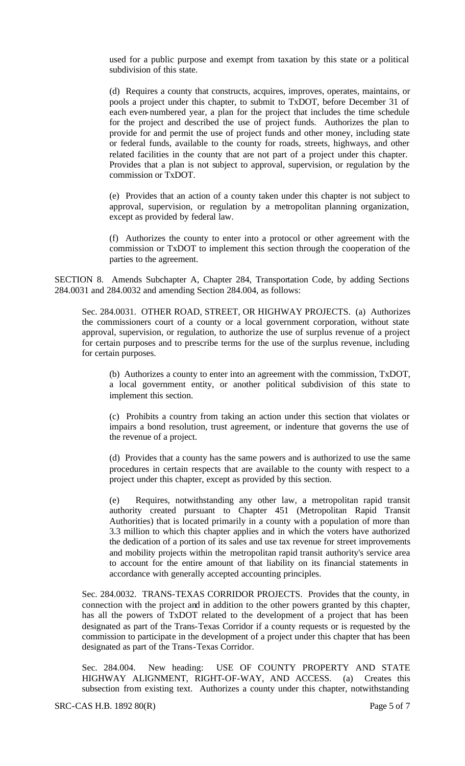used for a public purpose and exempt from taxation by this state or a political subdivision of this state.

(d) Requires a county that constructs, acquires, improves, operates, maintains, or pools a project under this chapter, to submit to TxDOT, before December 31 of each even-numbered year, a plan for the project that includes the time schedule for the project and described the use of project funds. Authorizes the plan to provide for and permit the use of project funds and other money, including state or federal funds, available to the county for roads, streets, highways, and other related facilities in the county that are not part of a project under this chapter. Provides that a plan is not subject to approval, supervision, or regulation by the commission or TxDOT.

(e) Provides that an action of a county taken under this chapter is not subject to approval, supervision, or regulation by a metropolitan planning organization, except as provided by federal law.

(f) Authorizes the county to enter into a protocol or other agreement with the commission or TxDOT to implement this section through the cooperation of the parties to the agreement.

SECTION 8. Amends Subchapter A, Chapter 284, Transportation Code, by adding Sections 284.0031 and 284.0032 and amending Section 284.004, as follows:

Sec. 284.0031. OTHER ROAD, STREET, OR HIGHWAY PROJECTS. (a) Authorizes the commissioners court of a county or a local government corporation, without state approval, supervision, or regulation, to authorize the use of surplus revenue of a project for certain purposes and to prescribe terms for the use of the surplus revenue, including for certain purposes.

(b) Authorizes a county to enter into an agreement with the commission, TxDOT, a local government entity, or another political subdivision of this state to implement this section.

(c) Prohibits a country from taking an action under this section that violates or impairs a bond resolution, trust agreement, or indenture that governs the use of the revenue of a project.

(d) Provides that a county has the same powers and is authorized to use the same procedures in certain respects that are available to the county with respect to a project under this chapter, except as provided by this section.

(e) Requires, notwithstanding any other law, a metropolitan rapid transit authority created pursuant to Chapter 451 (Metropolitan Rapid Transit Authorities) that is located primarily in a county with a population of more than 3.3 million to which this chapter applies and in which the voters have authorized the dedication of a portion of its sales and use tax revenue for street improvements and mobility projects within the metropolitan rapid transit authority's service area to account for the entire amount of that liability on its financial statements in accordance with generally accepted accounting principles.

Sec. 284.0032. TRANS-TEXAS CORRIDOR PROJECTS. Provides that the county, in connection with the project and in addition to the other powers granted by this chapter, has all the powers of TxDOT related to the development of a project that has been designated as part of the Trans-Texas Corridor if a county requests or is requested by the commission to participate in the development of a project under this chapter that has been designated as part of the Trans-Texas Corridor.

Sec. 284.004. New heading: USE OF COUNTY PROPERTY AND STATE HIGHWAY ALIGNMENT, RIGHT-OF-WAY, AND ACCESS. (a) Creates this subsection from existing text. Authorizes a county under this chapter, notwithstanding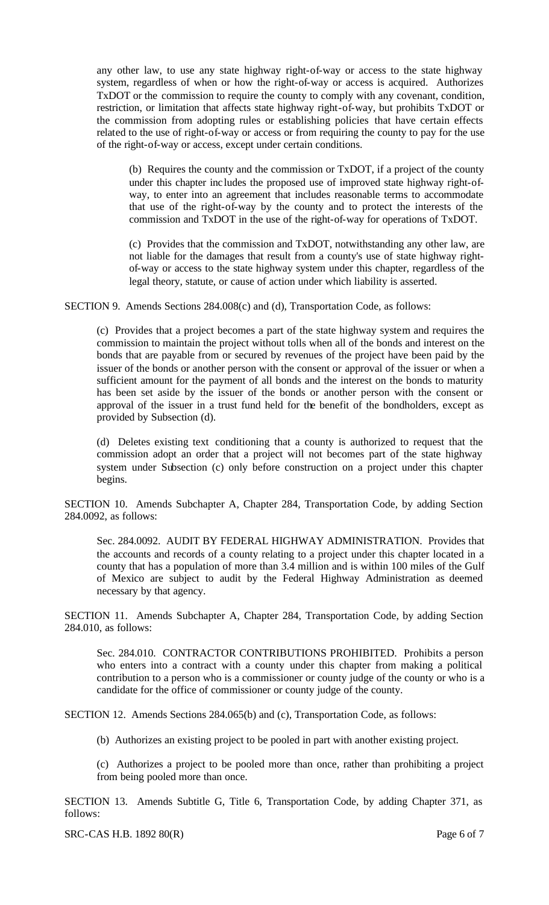any other law, to use any state highway right-of-way or access to the state highway system, regardless of when or how the right-of-way or access is acquired. Authorizes TxDOT or the commission to require the county to comply with any covenant, condition, restriction, or limitation that affects state highway right-of-way, but prohibits TxDOT or the commission from adopting rules or establishing policies that have certain effects related to the use of right-of-way or access or from requiring the county to pay for the use of the right-of-way or access, except under certain conditions.

(b) Requires the county and the commission or TxDOT, if a project of the county under this chapter includes the proposed use of improved state highway right-of-way, to enter into an agreement that includes reasonable terms to accommodate that use of the right-of-way by the county and to protect the interests of the commission and TxDOT in the use of the right-of-way for operations of TxDOT.

(c) Provides that the commission and TxDOT, notwithstanding any other law, are not liable for the damages that result from a county's use of state highway right-of-way or access to the state highway system under this chapter, regardless of the legal theory, statute, or cause of action under which liability is asserted.

SECTION 9. Amends Sections 284.008(c) and (d), Transportation Code, as follows:

(c) Provides that a project becomes a part of the state highway system and requires the commission to maintain the project without tolls when all of the bonds and interest on the bonds that are payable from or secured by revenues of the project have been paid by the issuer of the bonds or another person with the consent or approval of the issuer or when a sufficient amount for the payment of all bonds and the interest on the bonds to maturity has been set aside by the issuer of the bonds or another person with the consent or approval of the issuer in a trust fund held for the benefit of the bondholders, except as provided by Subsection (d).

(d) Deletes existing text conditioning that a county is authorized to request that the commission adopt an order that a project will not becomes part of the state highway system under Subsection (c) only before construction on a project under this chapter begins.

SECTION 10. Amends Subchapter A, Chapter 284, Transportation Code, by adding Section 284.0092, as follows:

Sec. 284.0092. AUDIT BY FEDERAL HIGHWAY ADMINISTRATION. Provides that the accounts and records of a county relating to a project under this chapter located in a county that has a population of more than 3.4 million and is within 100 miles of the Gulf of Mexico are subject to audit by the Federal Highway Administration as deemed necessary by that agency.

SECTION 11. Amends Subchapter A, Chapter 284, Transportation Code, by adding Section 284.010, as follows:

Sec. 284.010. CONTRACTOR CONTRIBUTIONS PROHIBITED. Prohibits a person who enters into a contract with a county under this chapter from making a political contribution to a person who is a commissioner or county judge of the county or who is a candidate for the office of commissioner or county judge of the county.

SECTION 12. Amends Sections 284.065(b) and (c), Transportation Code, as follows:

(b) Authorizes an existing project to be pooled in part with another existing project.

(c) Authorizes a project to be pooled more than once, rather than prohibiting a project from being pooled more than once.

SECTION 13. Amends Subtitle G, Title 6, Transportation Code, by adding Chapter 371, as follows: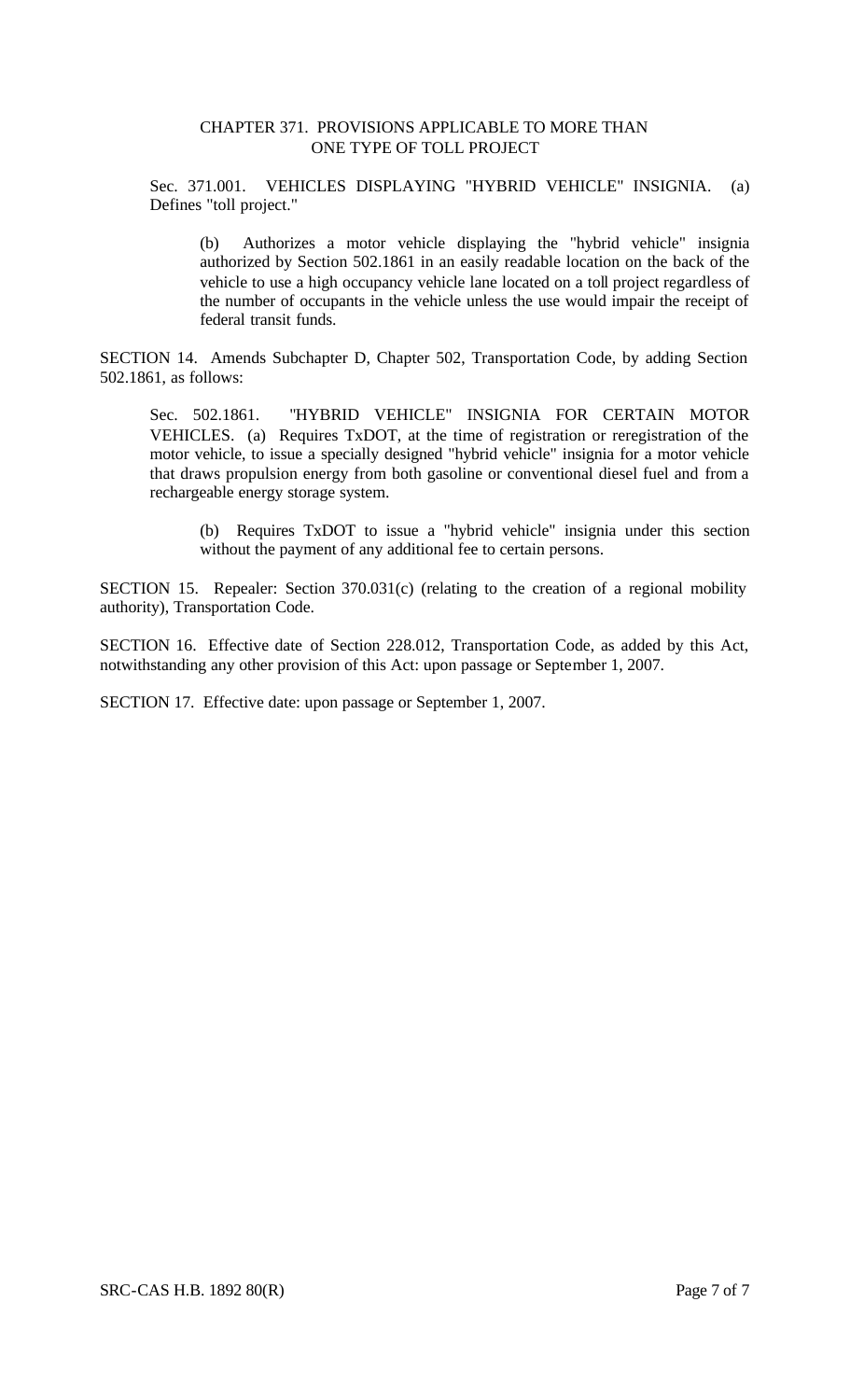CHAPTER 371. PROVISIONS APPLICABLE TO MORE THAN ONE TYPE OF TOLL PROJECT

Sec. 371.001. VEHICLES DISPLAYING "HYBRID VEHICLE" INSIGNIA. (a) Defines "toll project."

(b) Authorizes a motor vehicle displaying the "hybrid vehicle" insignia authorized by Section 502.1861 in an easily readable location on the back of the vehicle to use a high occupancy vehicle lane located on a toll project regardless of the number of occupants in the vehicle unless the use would impair the receipt of federal transit funds.

SECTION 14. Amends Subchapter D, Chapter 502, Transportation Code, by adding Section 502.1861, as follows:

Sec. 502.1861. "HYBRID VEHICLE" INSIGNIA FOR CERTAIN MOTOR VEHICLES. (a) Requires TxDOT, at the time of registration or reregistration of the motor vehicle, to issue a specially designed "hybrid vehicle" insignia for a motor vehicle that draws propulsion energy from both gasoline or conventional diesel fuel and from a rechargeable energy storage system.

(b) Requires TxDOT to issue a "hybrid vehicle" insignia under this section without the payment of any additional fee to certain persons.

SECTION 15. Repealer: Section 370.031(c) (relating to the creation of a regional mobility authority), Transportation Code.

SECTION 16. Effective date of Section 228.012, Transportation Code, as added by this Act, notwithstanding any other provision of this Act: upon passage or September 1, 2007.

SECTION 17. Effective date: upon passage or September 1, 2007.

SRC-CAS H.B. 1892 80(R)